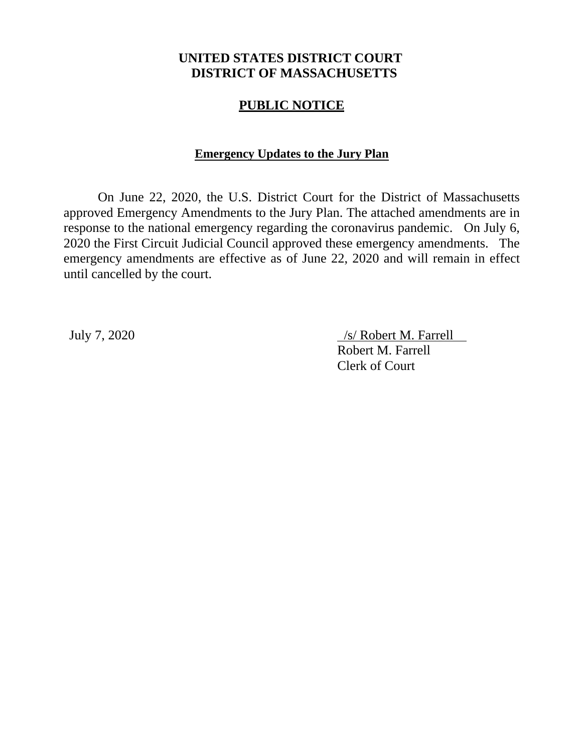# UNITED STATES DISTRICT COURT
# DISTRICT OF MASSACHUSETTS

## PUBLIC NOTICE

### Emergency Updates to the Jury Plan

On June 22, 2020, the U.S. District Court for the District of Massachusetts approved Emergency Amendments to the Jury Plan. The attached amendments are in response to the national emergency regarding the coronavirus pandemic. On July 6, 2020 the First Circuit Judicial Council approved these emergency amendments. The emergency amendments are effective as of June 22, 2020 and will remain in effect until cancelled by the court.

July 7, 2020

/s/ Robert M. Farrell
Robert M. Farrell
Clerk of Court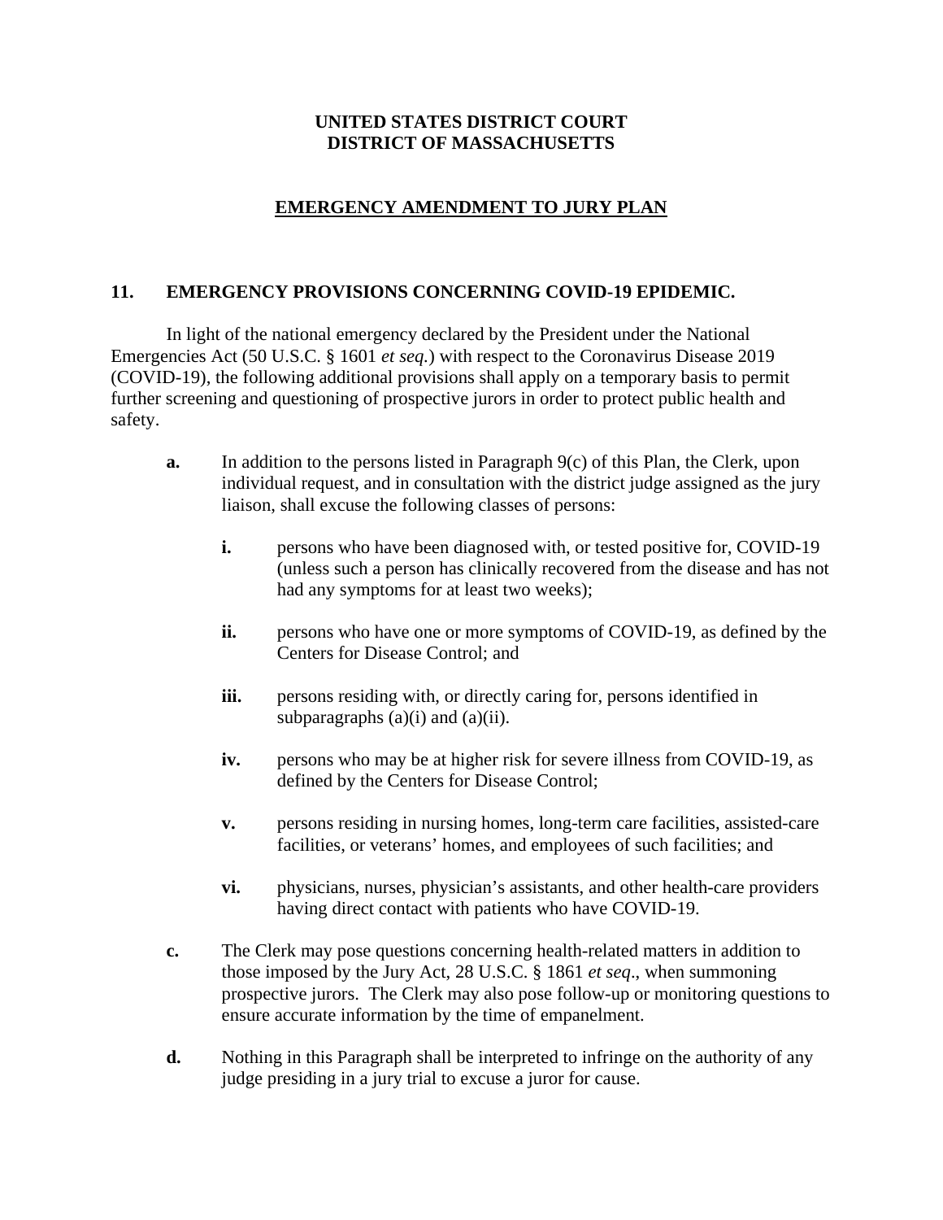**UNITED STATES DISTRICT COURT**
**DISTRICT OF MASSACHUSETTS**

## EMERGENCY AMENDMENT TO JURY PLAN

### 11. EMERGENCY PROVISIONS CONCERNING COVID-19 EPIDEMIC.

In light of the national emergency declared by the President under the National Emergencies Act (50 U.S.C. § 1601 *et seq.*) with respect to the Coronavirus Disease 2019 (COVID-19), the following additional provisions shall apply on a temporary basis to permit further screening and questioning of prospective jurors in order to protect public health and safety.

**a.** In addition to the persons listed in Paragraph 9(c) of this Plan, the Clerk, upon individual request, and in consultation with the district judge assigned as the jury liaison, shall excuse the following classes of persons:

- **i.** persons who have been diagnosed with, or tested positive for, COVID-19 (unless such a person has clinically recovered from the disease and has not had any symptoms for at least two weeks);
- **ii.** persons who have one or more symptoms of COVID-19, as defined by the Centers for Disease Control; and
- **iii.** persons residing with, or directly caring for, persons identified in subparagraphs (a)(i) and (a)(ii).
- **iv.** persons who may be at higher risk for severe illness from COVID-19, as defined by the Centers for Disease Control;
- **v.** persons residing in nursing homes, long-term care facilities, assisted-care facilities, or veterans' homes, and employees of such facilities; and
- **vi.** physicians, nurses, physician's assistants, and other health-care providers having direct contact with patients who have COVID-19.

**c.** The Clerk may pose questions concerning health-related matters in addition to those imposed by the Jury Act, 28 U.S.C. § 1861 *et seq*., when summoning prospective jurors. The Clerk may also pose follow-up or monitoring questions to ensure accurate information by the time of empanelment.

**d.** Nothing in this Paragraph shall be interpreted to infringe on the authority of any judge presiding in a jury trial to excuse a juror for cause.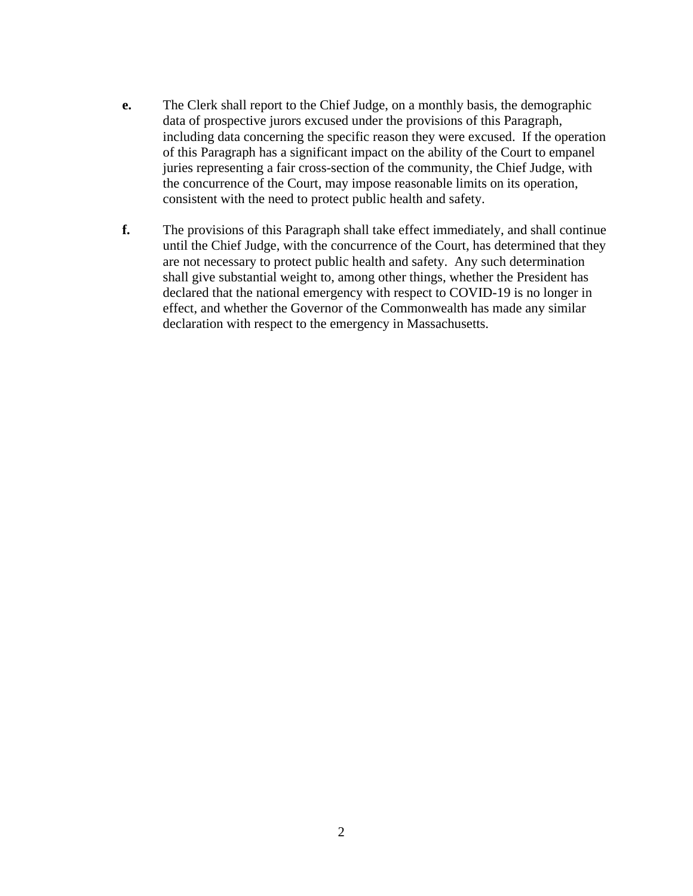**e.** The Clerk shall report to the Chief Judge, on a monthly basis, the demographic data of prospective jurors excused under the provisions of this Paragraph, including data concerning the specific reason they were excused. If the operation of this Paragraph has a significant impact on the ability of the Court to empanel juries representing a fair cross-section of the community, the Chief Judge, with the concurrence of the Court, may impose reasonable limits on its operation, consistent with the need to protect public health and safety.

**f.** The provisions of this Paragraph shall take effect immediately, and shall continue until the Chief Judge, with the concurrence of the Court, has determined that they are not necessary to protect public health and safety. Any such determination shall give substantial weight to, among other things, whether the President has declared that the national emergency with respect to COVID-19 is no longer in effect, and whether the Governor of the Commonwealth has made any similar declaration with respect to the emergency in Massachusetts.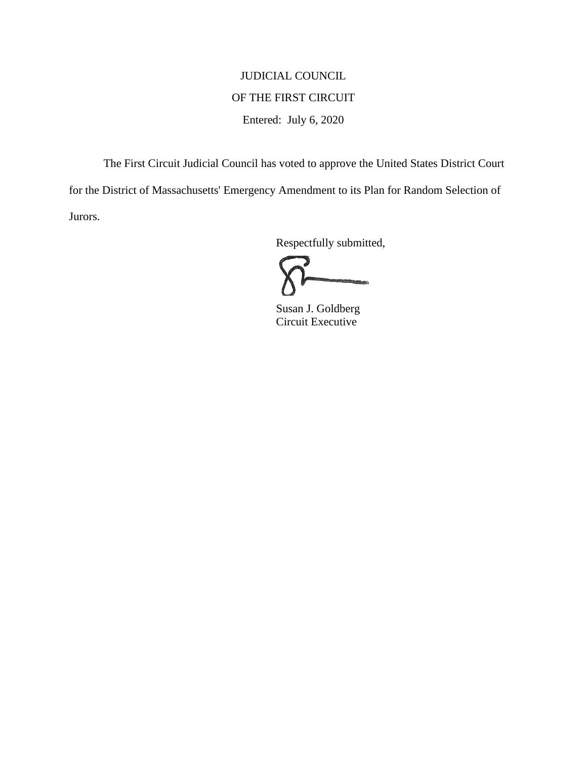JUDICIAL COUNCIL

OF THE FIRST CIRCUIT

Entered: July 6, 2020

The First Circuit Judicial Council has voted to approve the United States District Court for the District of Massachusetts' Emergency Amendment to its Plan for Random Selection of Jurors.

Respectfully submitted,

Susan J. Goldberg
Circuit Executive